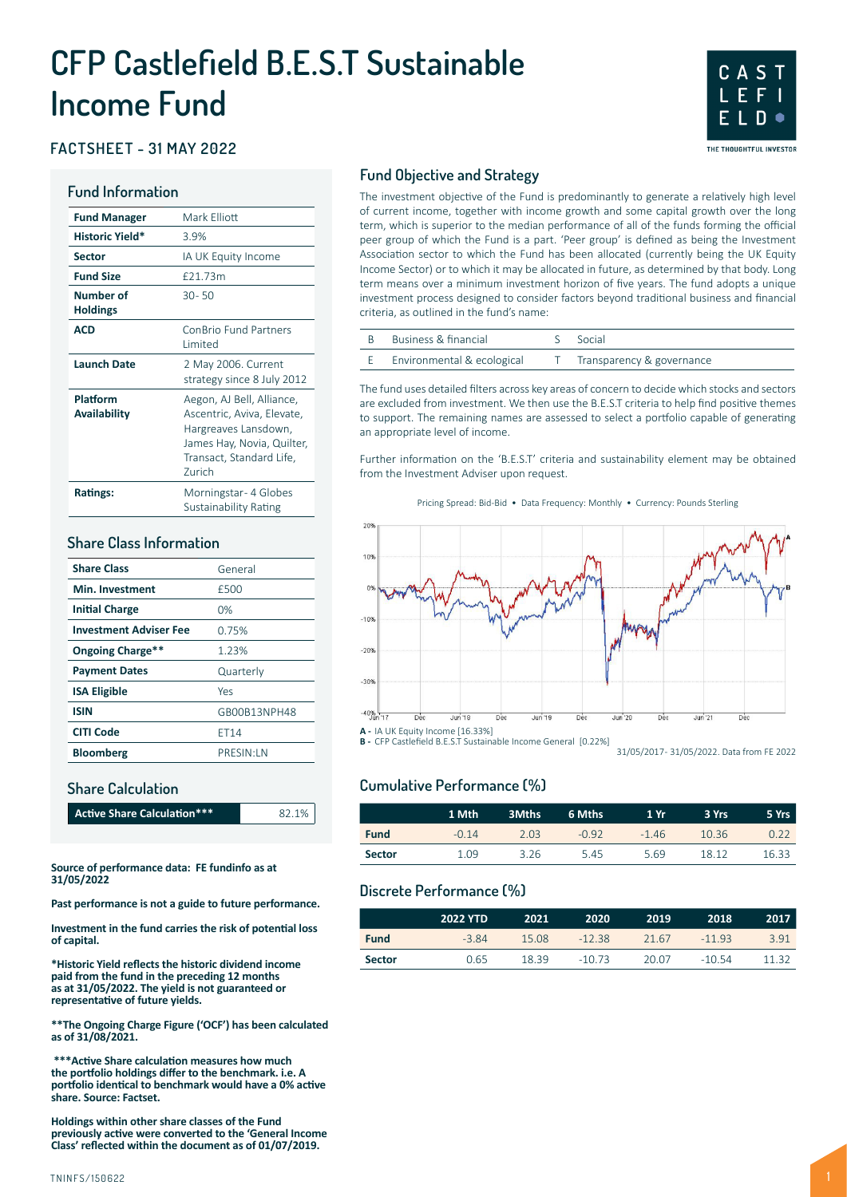# CFP Castlefield B.E.S.T Sustainable Income Fund

## FACTSHEET - 31 MAY 2022

## Fund Information

| | |
|---|---|
| **Fund Manager** | Mark Elliott |
| **Historic Yield*** | 3.9% |
| **Sector** | IA UK Equity Income |
| **Fund Size** | £21.73m |
| **Number of Holdings** | 30- 50 |
| **ACD** | ConBrio Fund Partners Limited |
| **Launch Date** | 2 May 2006. Current strategy since 8 July 2012 |
| **Platform Availability** | Aegon, AJ Bell, Alliance, Ascentric, Aviva, Elevate, Hargreaves Lansdown, James Hay, Novia, Quilter, Transact, Standard Life, Zurich |
| **Ratings:** | Morningstar- 4 Globes Sustainability Rating |

## Share Class Information

| | |
|---|---|
| **Share Class** | General |
| **Min. Investment** | £500 |
| **Initial Charge** | 0% |
| **Investment Adviser Fee** | 0.75% |
| **Ongoing Charge**** | 1.23% |
| **Payment Dates** | Quarterly |
| **ISA Eligible** | Yes |
| **ISIN** | GB00B13NPH48 |
| **CITI Code** | ET14 |
| **Bloomberg** | PRESIN:LN |

## Share Calculation

| | |
|---|---|
| **Active Share Calculation***** | 82.1% |

**Source of performance data: FE fundinfo as at 31/05/2022**

**Past performance is not a guide to future performance.**

**Investment in the fund carries the risk of potential loss of capital.**

***Historic Yield reflects the historic dividend income paid from the fund in the preceding 12 months as at 31/05/2022. The yield is not guaranteed or representative of future yields.**

****The Ongoing Charge Figure ('OCF') has been calculated as of 31/08/2021.**

*****Active Share calculation measures how much the portfolio holdings differ to the benchmark. i.e. A portfolio identical to benchmark would have a 0% active share. Source: Factset.**

**Holdings within other share classes of the Fund previously active were converted to the 'General Income Class' reflected within the document as of 01/07/2019.**

## Fund Objective and Strategy

The investment objective of the Fund is predominantly to generate a relatively high level of current income, together with income growth and some capital growth over the long term, which is superior to the median performance of all of the funds forming the official peer group of which the Fund is a part. 'Peer group' is defined as being the Investment Association sector to which the Fund has been allocated (currently being the UK Equity Income Sector) or to which it may be allocated in future, as determined by that body. Long term means over a minimum investment horizon of five years. The fund adopts a unique investment process designed to consider factors beyond traditional business and financial criteria, as outlined in the fund's name:

| | | | |
|---|---|---|---|
| B | Business & financial | S | Social |
| E | Environmental & ecological | T | Transparency & governance |

The fund uses detailed filters across key areas of concern to decide which stocks and sectors are excluded from investment. We then use the B.E.S.T criteria to help find positive themes to support. The remaining names are assessed to select a portfolio capable of generating an appropriate level of income.

Further information on the 'B.E.S.T' criteria and sustainability element may be obtained from the Investment Adviser upon request.

Pricing Spread: Bid-Bid • Data Frequency: Monthly • Currency: Pounds Sterling

20%
10%
0%
-10%
-20%
-30%
-40%
Jun '17 Dec Jun '18 Dec Jun '19 Dec Jun '20 Dec Jun '21 Dec

A - IA UK Equity Income [16.33%]
B - CFP Castlefield B.E.S.T Sustainable Income General [0.22%]

31/05/2017- 31/05/2022. Data from FE 2022

## Cumulative Performance (%)

| | 1 Mth | 3Mths | 6 Mths | 1 Yr | 3 Yrs | 5 Yrs |
|---|---|---|---|---|---|---|
| **Fund** | -0.14 | 2.03 | -0.92 | -1.46 | 10.36 | 0.22 |
| **Sector** | 1.09 | 3.26 | 5.45 | 5.69 | 18.12 | 16.33 |

## Discrete Performance (%)

| | 2022 YTD | 2021 | 2020 | 2019 | 2018 | 2017 |
|---|---|---|---|---|---|---|
| **Fund** | -3.84 | 15.08 | -12.38 | 21.67 | -11.93 | 3.91 |
| **Sector** | 0.65 | 18.39 | -10.73 | 20.07 | -10.54 | 11.32 |

TNINFS/150622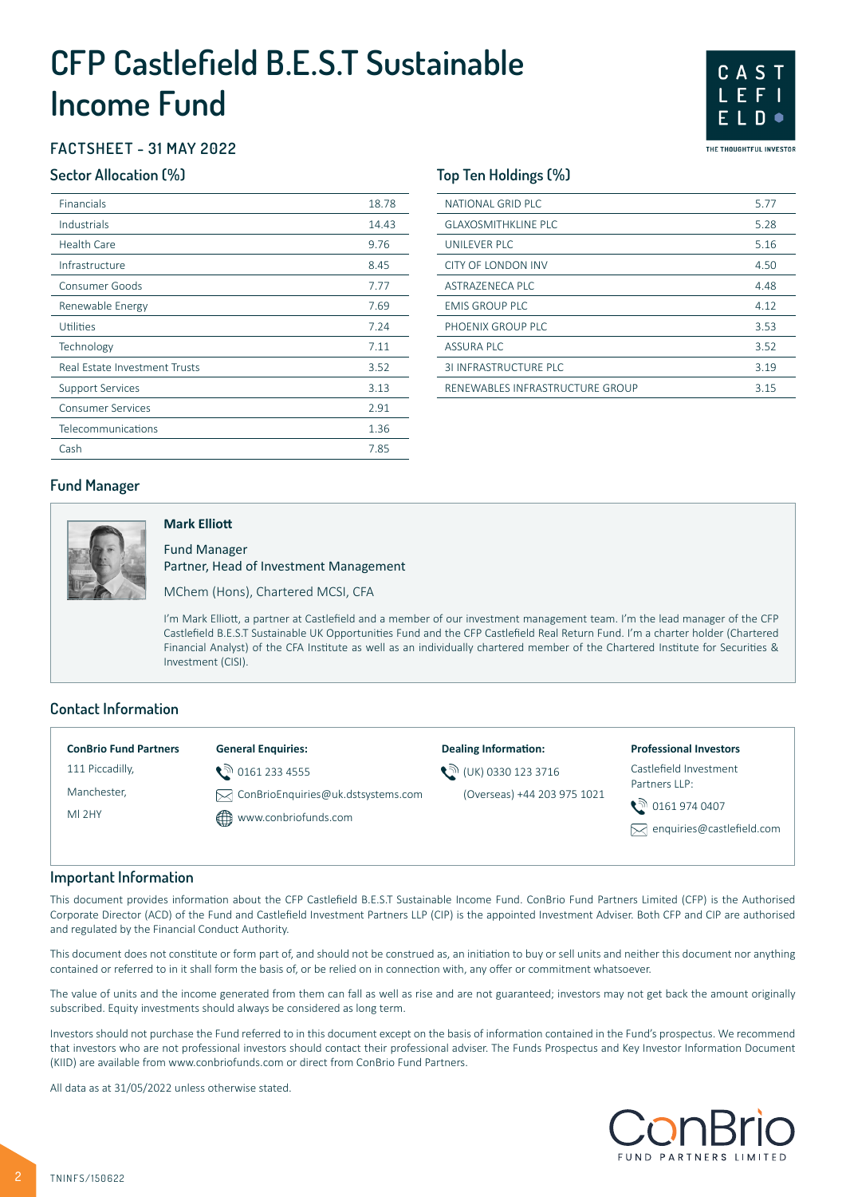# CFP Castlefield B.E.S.T Sustainable Income Fund

## FACTSHEET - 31 MAY 2022

## Sector Allocation (%)

| | |
|---|---|
| Financials | 18.78 |
| Industrials | 14.43 |
| Health Care | 9.76 |
| Infrastructure | 8.45 |
| Consumer Goods | 7.77 |
| Renewable Energy | 7.69 |
| Utilities | 7.24 |
| Technology | 7.11 |
| Real Estate Investment Trusts | 3.52 |
| Support Services | 3.13 |
| Consumer Services | 2.91 |
| Telecommunications | 1.36 |
| Cash | 7.85 |

## Top Ten Holdings (%)

| | |
|---|---|
| NATIONAL GRID PLC | 5.77 |
| GLAXOSMITHKLINE PLC | 5.28 |
| UNILEVER PLC | 5.16 |
| CITY OF LONDON INV | 4.50 |
| ASTRAZENECA PLC | 4.48 |
| EMIS GROUP PLC | 4.12 |
| PHOENIX GROUP PLC | 3.53 |
| ASSURA PLC | 3.52 |
| 3I INFRASTRUCTURE PLC | 3.19 |
| RENEWABLES INFRASTRUCTURE GROUP | 3.15 |

## Fund Manager

**Mark Elliott**

Fund Manager
Partner, Head of Investment Management

MChem (Hons), Chartered MCSI, CFA

I'm Mark Elliott, a partner at Castlefield and a member of our investment management team. I'm the lead manager of the CFP Castlefield B.E.S.T Sustainable UK Opportunities Fund and the CFP Castlefield Real Return Fund. I'm a charter holder (Chartered Financial Analyst) of the CFA Institute as well as an individually chartered member of the Chartered Institute for Securities & Investment (CISI).

## Contact Information

**ConBrio Fund Partners**
111 Piccadilly,
Manchester,
MI 2HY

**General Enquiries:**
0161 233 4555
ConBrioEnquiries@uk.dstsystems.com
www.conbriofunds.com

**Dealing Information:**
(UK) 0330 123 3716
(Overseas) +44 203 975 1021

**Professional Investors**
Castlefield Investment Partners LLP:
0161 974 0407
enquiries@castlefield.com

## Important Information

This document provides information about the CFP Castlefield B.E.S.T Sustainable Income Fund. ConBrio Fund Partners Limited (CFP) is the Authorised Corporate Director (ACD) of the Fund and Castlefield Investment Partners LLP (CIP) is the appointed Investment Adviser. Both CFP and CIP are authorised and regulated by the Financial Conduct Authority.

This document does not constitute or form part of, and should not be construed as, an initiation to buy or sell units and neither this document nor anything contained or referred to in it shall form the basis of, or be relied on in connection with, any offer or commitment whatsoever.

The value of units and the income generated from them can fall as well as rise and are not guaranteed; investors may not get back the amount originally subscribed. Equity investments should always be considered as long term.

Investors should not purchase the Fund referred to in this document except on the basis of information contained in the Fund's prospectus. We recommend that investors who are not professional investors should contact their professional adviser. The Funds Prospectus and Key Investor Information Document (KIID) are available from www.conbriofunds.com or direct from ConBrio Fund Partners.

All data as at 31/05/2022 unless otherwise stated.

TNINFS/150622